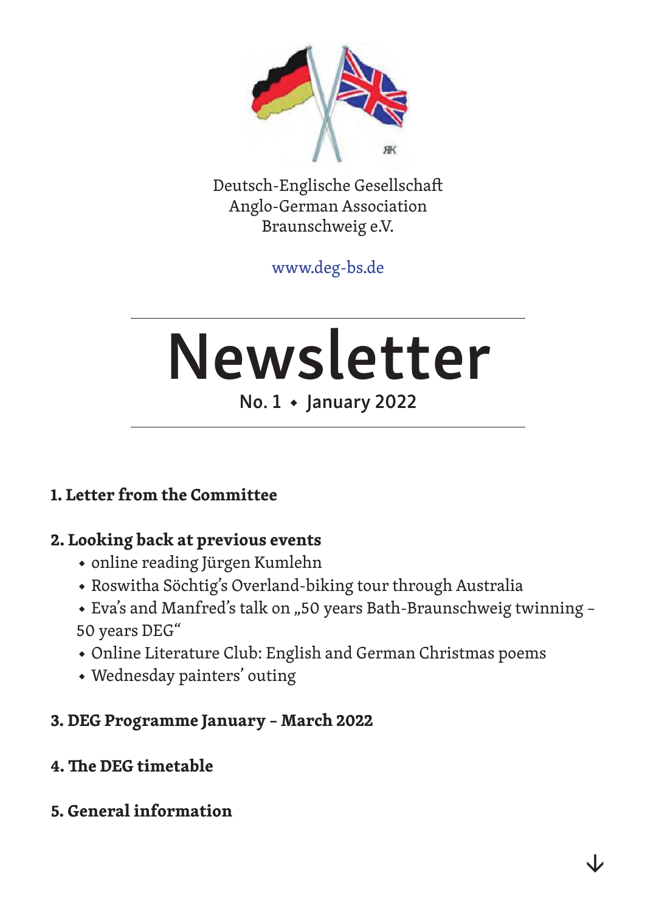Deutsch-Englische Gesellschaft
Anglo-German Association
Braunschweig e.V.

www.deg-bs.de

# Newsletter

No. 1 • January 2022

## 1. Letter from the Committee

## 2. Looking back at previous events

- online reading Jürgen Kumlehn
- Roswitha Söchtig's Overland-biking tour through Australia
- Eva's and Manfred's talk on „50 years Bath-Braunschweig twinning – 50 years DEG"
- Online Literature Club: English and German Christmas poems
- Wednesday painters' outing

## 3. DEG Programme January – March 2022

## 4. The DEG timetable

## 5. General information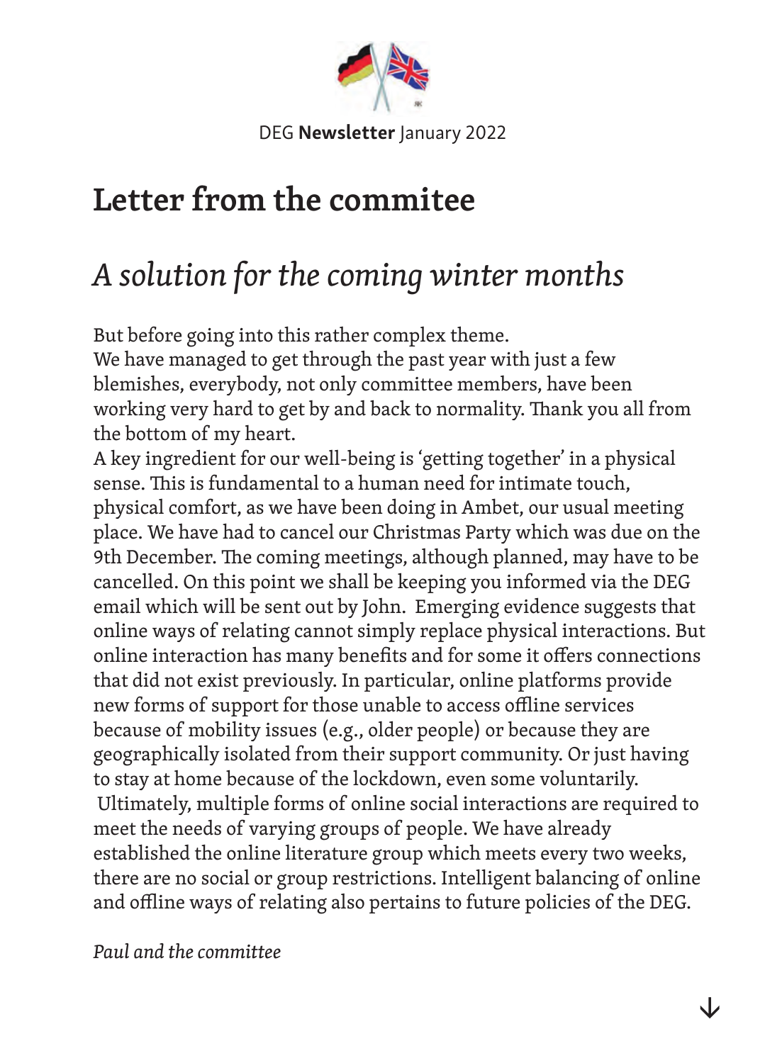DEG **Newsletter** January 2022

# Letter from the commitee

## *A solution for the coming winter months*

But before going into this rather complex theme.
We have managed to get through the past year with just a few blemishes, everybody, not only committee members, have been working very hard to get by and back to normality. Thank you all from the bottom of my heart.
A key ingredient for our well-being is 'getting together' in a physical sense. This is fundamental to a human need for intimate touch, physical comfort, as we have been doing in Ambet, our usual meeting place. We have had to cancel our Christmas Party which was due on the 9th December. The coming meetings, although planned, may have to be cancelled. On this point we shall be keeping you informed via the DEG email which will be sent out by John. Emerging evidence suggests that online ways of relating cannot simply replace physical interactions. But online interaction has many benefits and for some it offers connections that did not exist previously. In particular, online platforms provide new forms of support for those unable to access offline services because of mobility issues (e.g., older people) or because they are geographically isolated from their support community. Or just having to stay at home because of the lockdown, even some voluntarily.
Ultimately, multiple forms of online social interactions are required to meet the needs of varying groups of people. We have already established the online literature group which meets every two weeks, there are no social or group restrictions. Intelligent balancing of online and offline ways of relating also pertains to future policies of the DEG.

*Paul and the committee*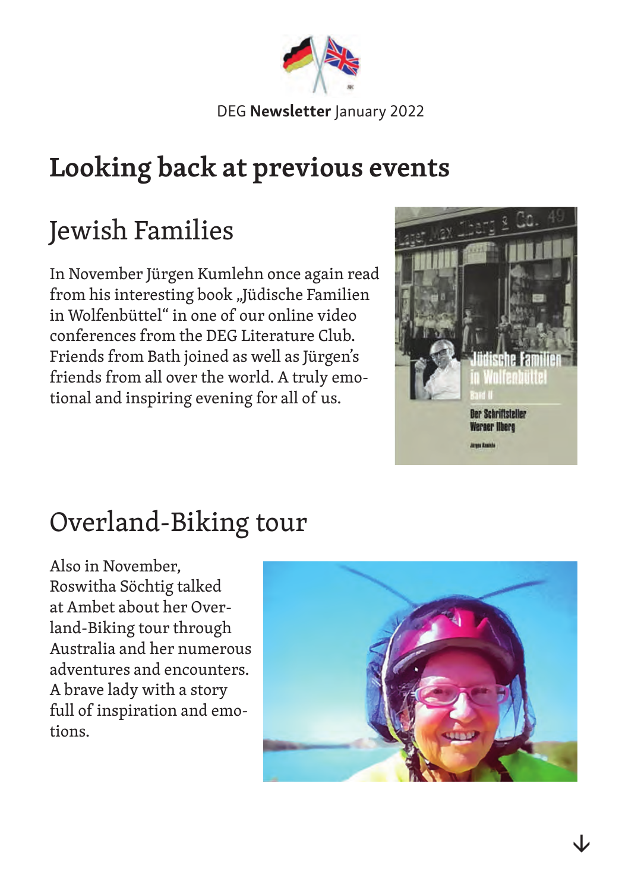# Looking back at previous events

## Jewish Families

In November Jürgen Kumlehn once again read from his interesting book „Jüdische Familien in Wolfenbüttel" in one of our online video conferences from the DEG Literature Club. Friends from Bath joined as well as Jürgen's friends from all over the world. A truly emotional and inspiring evening for all of us.

## Overland-Biking tour

Also in November, Roswitha Söchtig talked at Ambet about her Overland-Biking tour through Australia and her numerous adventures and encounters. A brave lady with a story full of inspiration and emotions.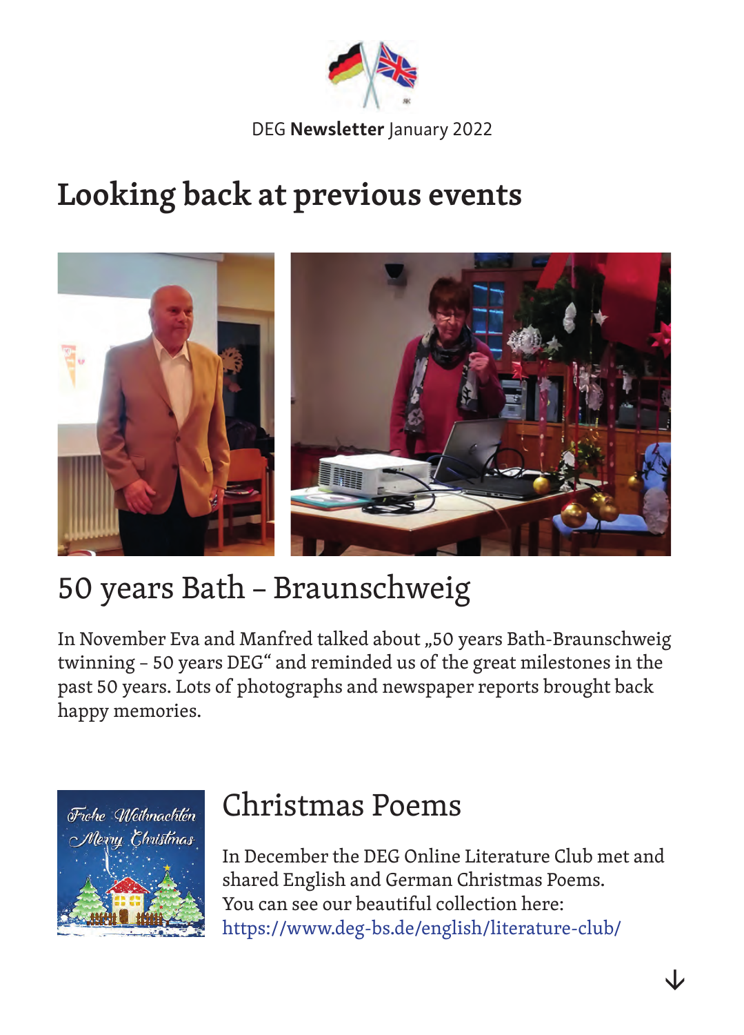DEG **Newsletter** January 2022

# Looking back at previous events

## 50 years Bath – Braunschweig

In November Eva and Manfred talked about „50 years Bath-Braunschweig twinning – 50 years DEG" and reminded us of the great milestones in the past 50 years. Lots of photographs and newspaper reports brought back happy memories.

## Christmas Poems

In December the DEG Online Literature Club met and shared English and German Christmas Poems.
You can see our beautiful collection here:
https://www.deg-bs.de/english/literature-club/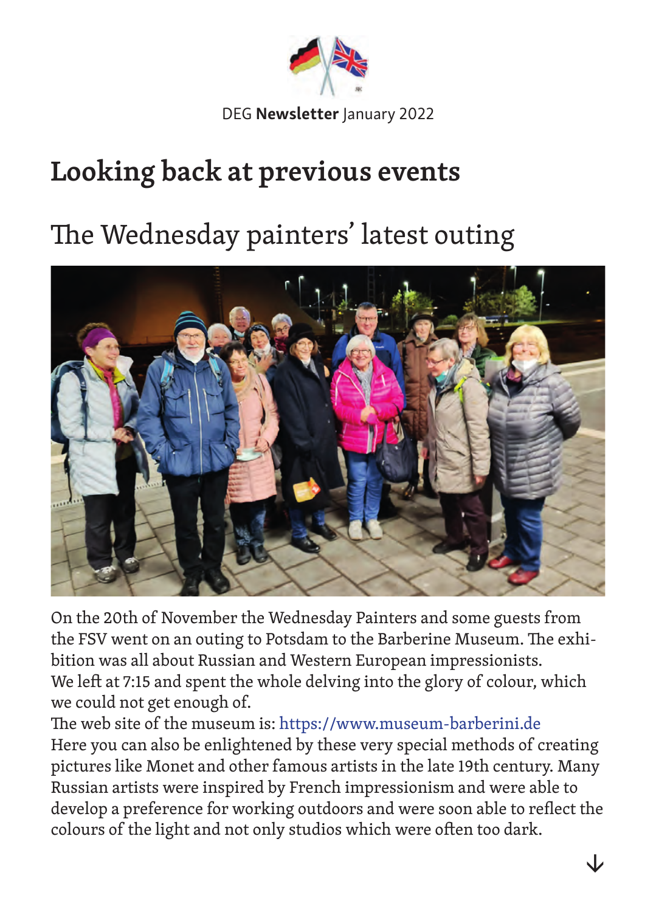# Looking back at previous events

## The Wednesday painters' latest outing

On the 20th of November the Wednesday Painters and some guests from the FSV went on an outing to Potsdam to the Barberine Museum. The exhibition was all about Russian and Western European impressionists.
We left at 7:15 and spent the whole delving into the glory of colour, which we could not get enough of.
The web site of the museum is: https://www.museum-barberini.de
Here you can also be enlightened by these very special methods of creating pictures like Monet and other famous artists in the late 19th century. Many Russian artists were inspired by French impressionism and were able to develop a preference for working outdoors and were soon able to reflect the colours of the light and not only studios which were often too dark.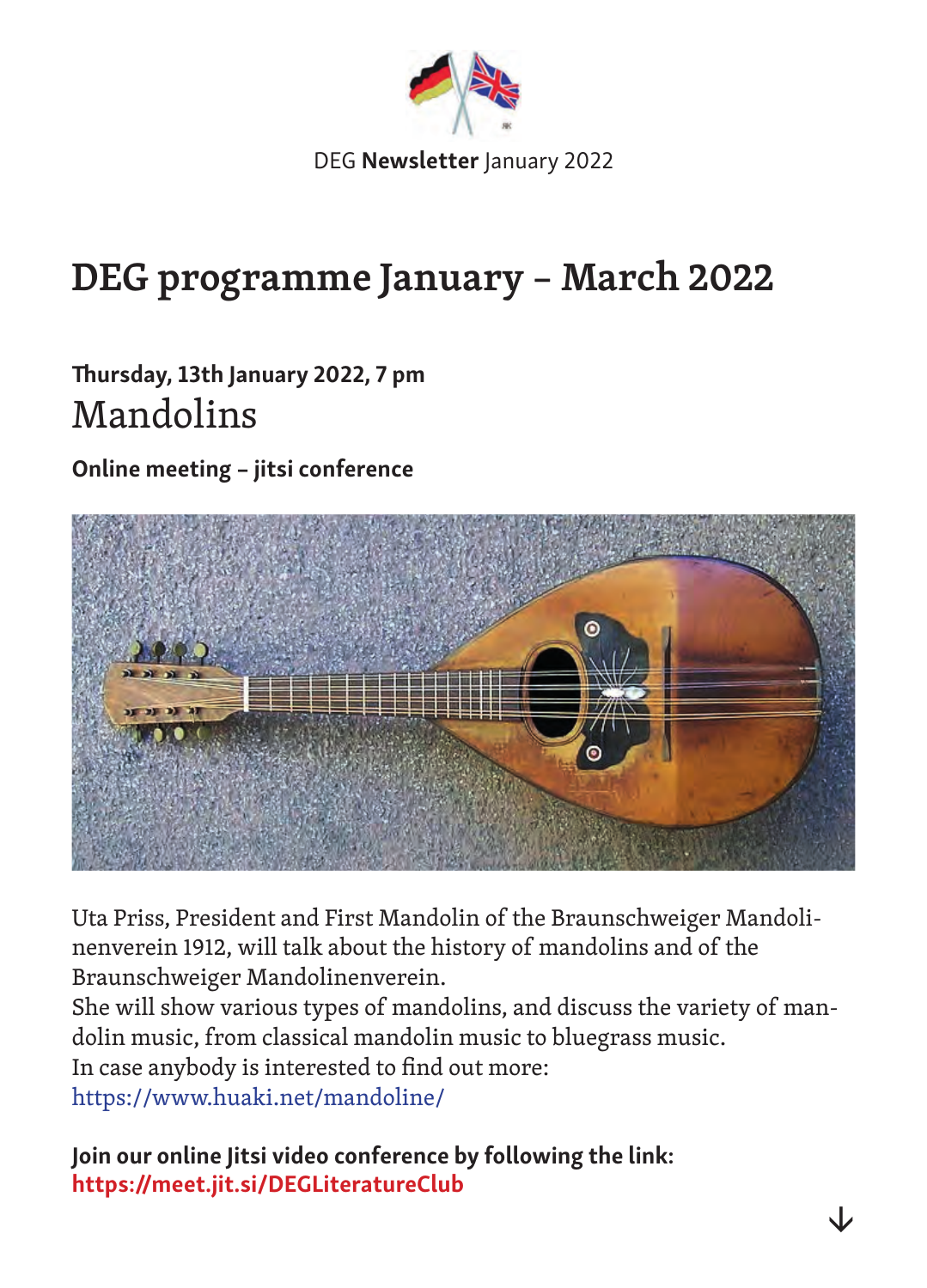DEG **Newsletter** January 2022

# DEG programme January – March 2022

**Thursday, 13th January 2022, 7 pm**

## Mandolins

**Online meeting – jitsi conference**

Uta Priss, President and First Mandolin of the Braunschweiger Mandolinenverein 1912, will talk about the history of mandolins and of the Braunschweiger Mandolinenverein.
She will show various types of mandolins, and discuss the variety of mandolin music, from classical mandolin music to bluegrass music.
In case anybody is interested to find out more:
https://www.huaki.net/mandoline/

**Join our online Jitsi video conference by following the link:**
**https://meet.jit.si/DEGLiteratureClub**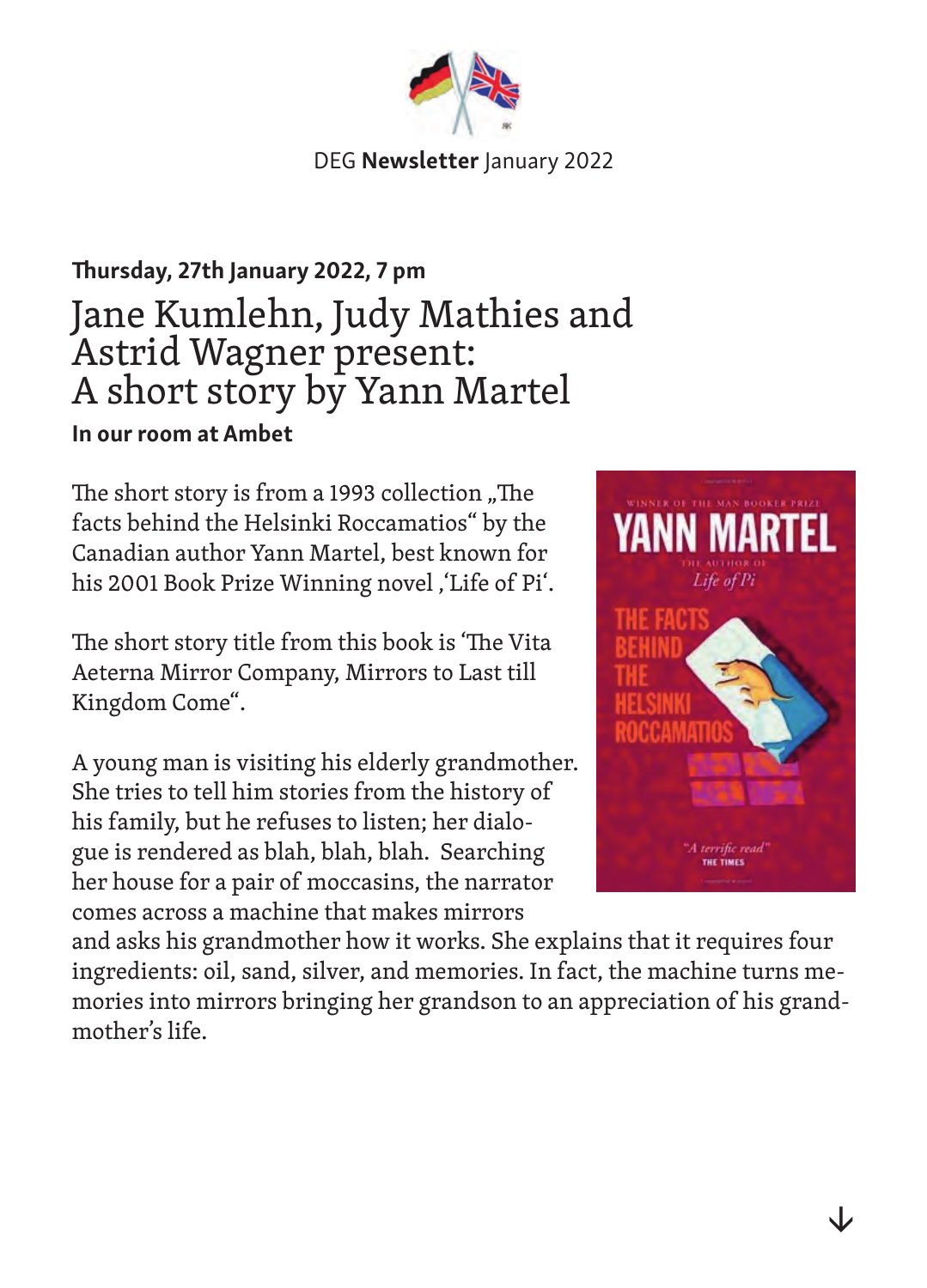DEG **Newsletter** January 2022

**Thursday, 27th January 2022, 7 pm**

# Jane Kumlehn, Judy Mathies and Astrid Wagner present: A short story by Yann Martel

**In our room at Ambet**

The short story is from a 1993 collection „The facts behind the Helsinki Roccamatios" by the Canadian author Yann Martel, best known for his 2001 Book Prize Winning novel ‚'Life of Pi'.

The short story title from this book is 'The Vita Aeterna Mirror Company, Mirrors to Last till Kingdom Come".

A young man is visiting his elderly grandmother. She tries to tell him stories from the history of his family, but he refuses to listen; her dialogue is rendered as blah, blah, blah. Searching her house for a pair of moccasins, the narrator comes across a machine that makes mirrors and asks his grandmother how it works. She explains that it requires four ingredients: oil, sand, silver, and memories. In fact, the machine turns memories into mirrors bringing her grandson to an appreciation of his grandmother's life.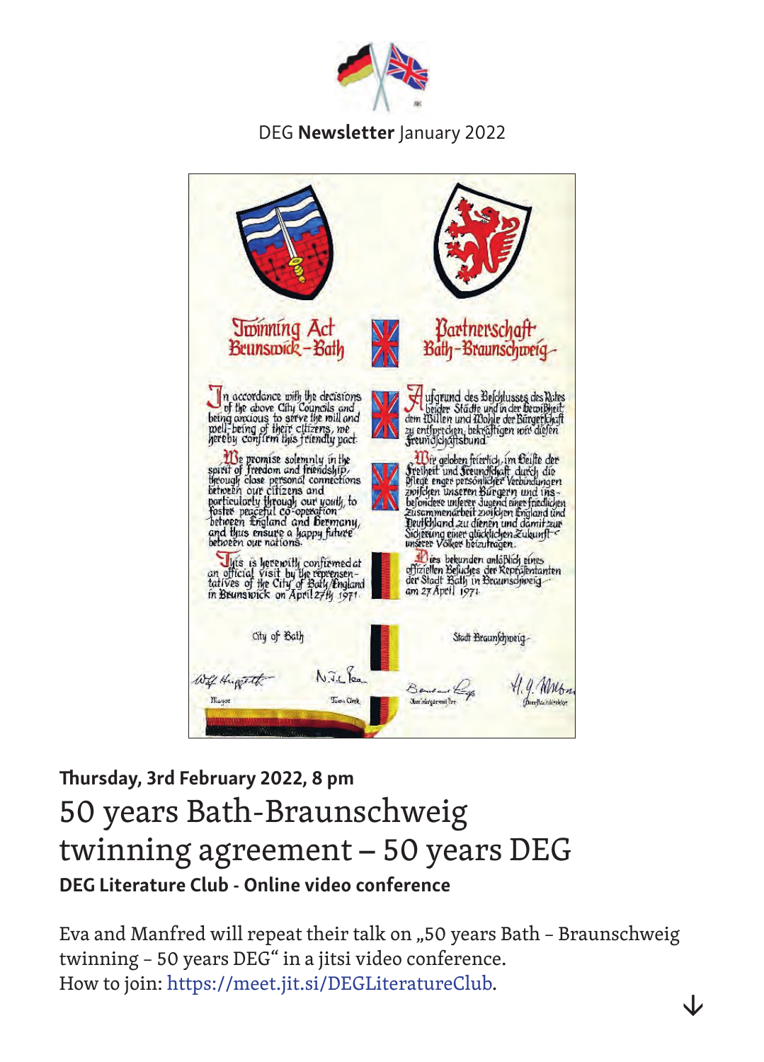**Twinning Act Brunswick – Bath**

In accordance with the decisions of the above City Councils and being anxious to serve the will and well-being of their citizens, we hereby confirm this friendly pact.

We promise solemnly in the spirit of freedom and friendship, through close personal connections between our citizens and particularly through our youth, to foster peaceful co-operation between England and Germany, and thus ensure a happy future between our nations.

This is herewith confirmed at an official visit by the representatives of the City of Bath/England in Brunswick on April 27th 1971.

City of Bath

Mayor — Town Clerk

**Partnerschaft Bath – Braunschweig**

Aufgrund des Beschlusses des Rates beider Städte und in der Bewußtheit dem Willen und Wohle der Bürgerschaft zu entsprechen, bekräftigen wir diesen Freundschaftsbund.

Wir geloben feierlich, im Geiste der Freiheit und Freundschaft durch die Pflege enger persönlicher Verbindungen zwischen unseren Bürgern und insbesondere unserer Jugend einer friedlichen Zusammenarbeit zwischen England und Deutschland zu dienen und damit zur Sicherung einer glücklichen Zukunft unserer Völker beizutragen.

Dies bekunden anläßlich eines offiziellen Besuches der Repräsentanten der Stadt Bath in Braunschweig am 27 April 1971.

Stadt Braunschweig

Oberbürgermeister — Oberstadtdirektor

**Thursday, 3rd February 2022, 8 pm**

# 50 years Bath-Braunschweig twinning agreement – 50 years DEG

**DEG Literature Club - Online video conference**

Eva and Manfred will repeat their talk on „50 years Bath – Braunschweig twinning – 50 years DEG“ in a jitsi video conference.
How to join: https://meet.jit.si/DEGLiteratureClub.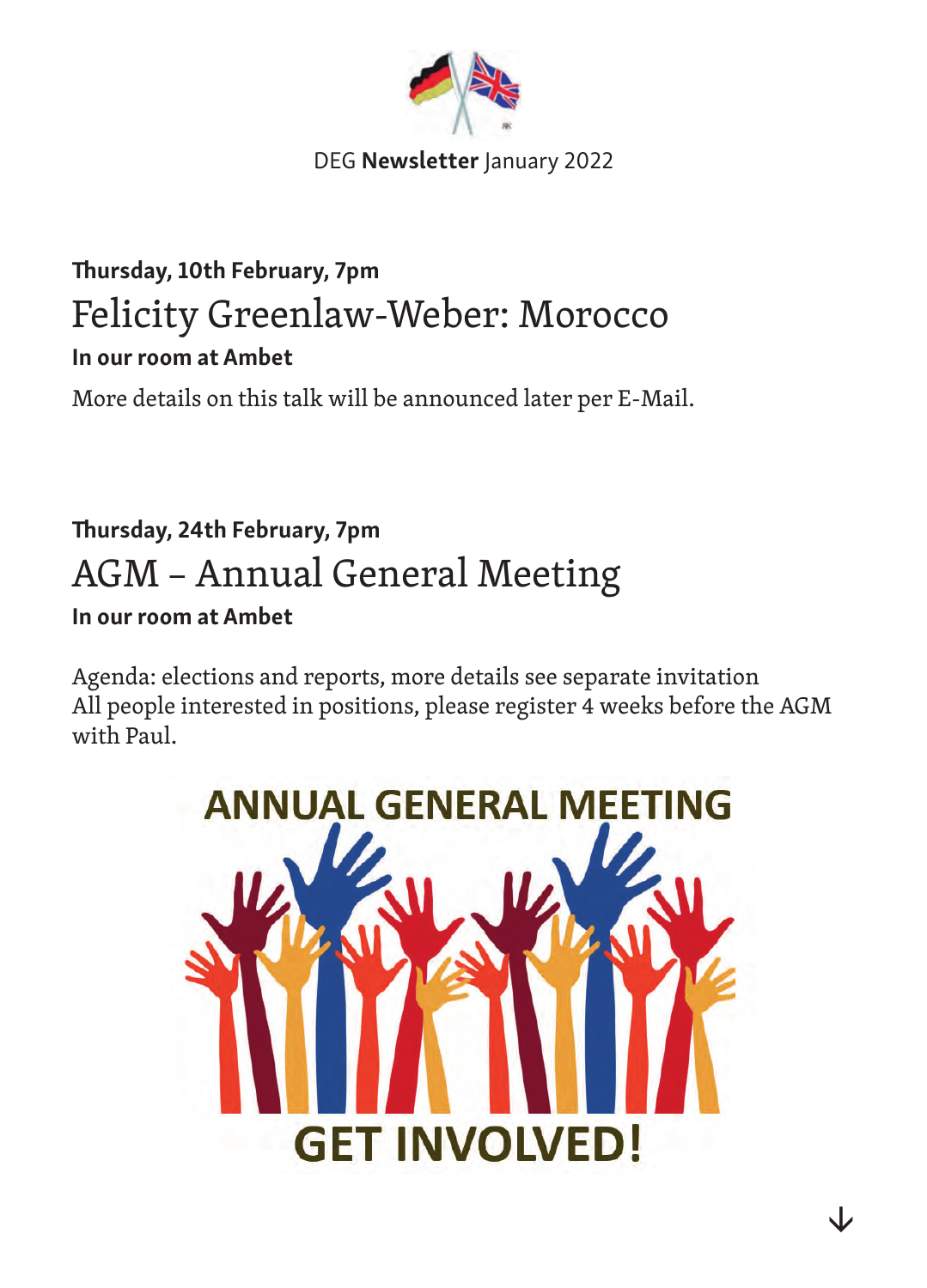DEG **Newsletter** January 2022

**Thursday, 10th February, 7pm**

## Felicity Greenlaw-Weber: Morocco

**In our room at Ambet**

More details on this talk will be announced later per E-Mail.

**Thursday, 24th February, 7pm**

## AGM – Annual General Meeting

**In our room at Ambet**

Agenda: elections and reports, more details see separate invitation
All people interested in positions, please register 4 weeks before the AGM with Paul.

ANNUAL GENERAL MEETING

GET INVOLVED!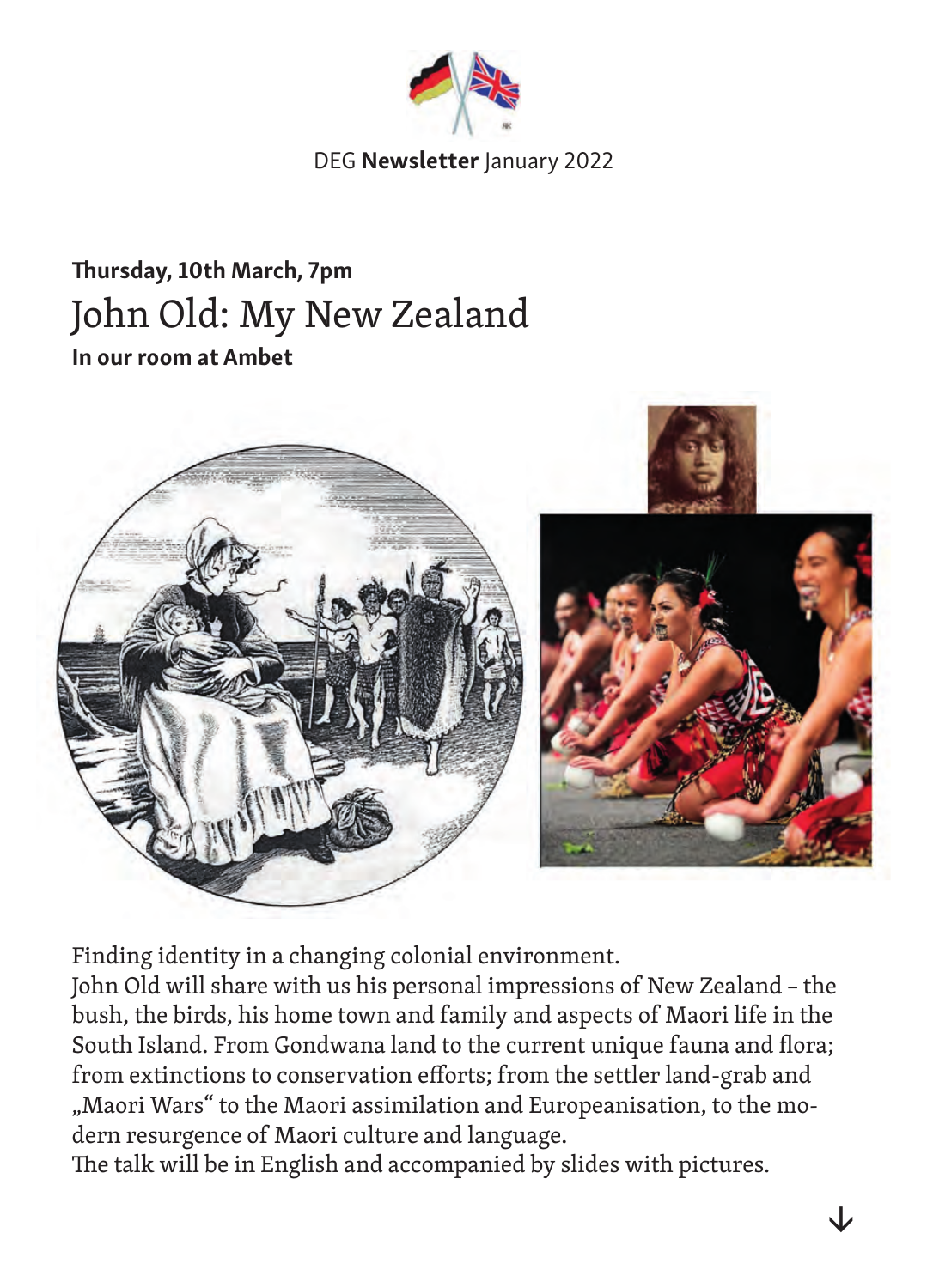**Thursday, 10th March, 7pm**

# John Old: My New Zealand

**In our room at Ambet**

Finding identity in a changing colonial environment.
John Old will share with us his personal impressions of New Zealand – the bush, the birds, his home town and family and aspects of Maori life in the South Island. From Gondwana land to the current unique fauna and flora; from extinctions to conservation efforts; from the settler land-grab and „Maori Wars" to the Maori assimilation and Europeanisation, to the modern resurgence of Maori culture and language.
The talk will be in English and accompanied by slides with pictures.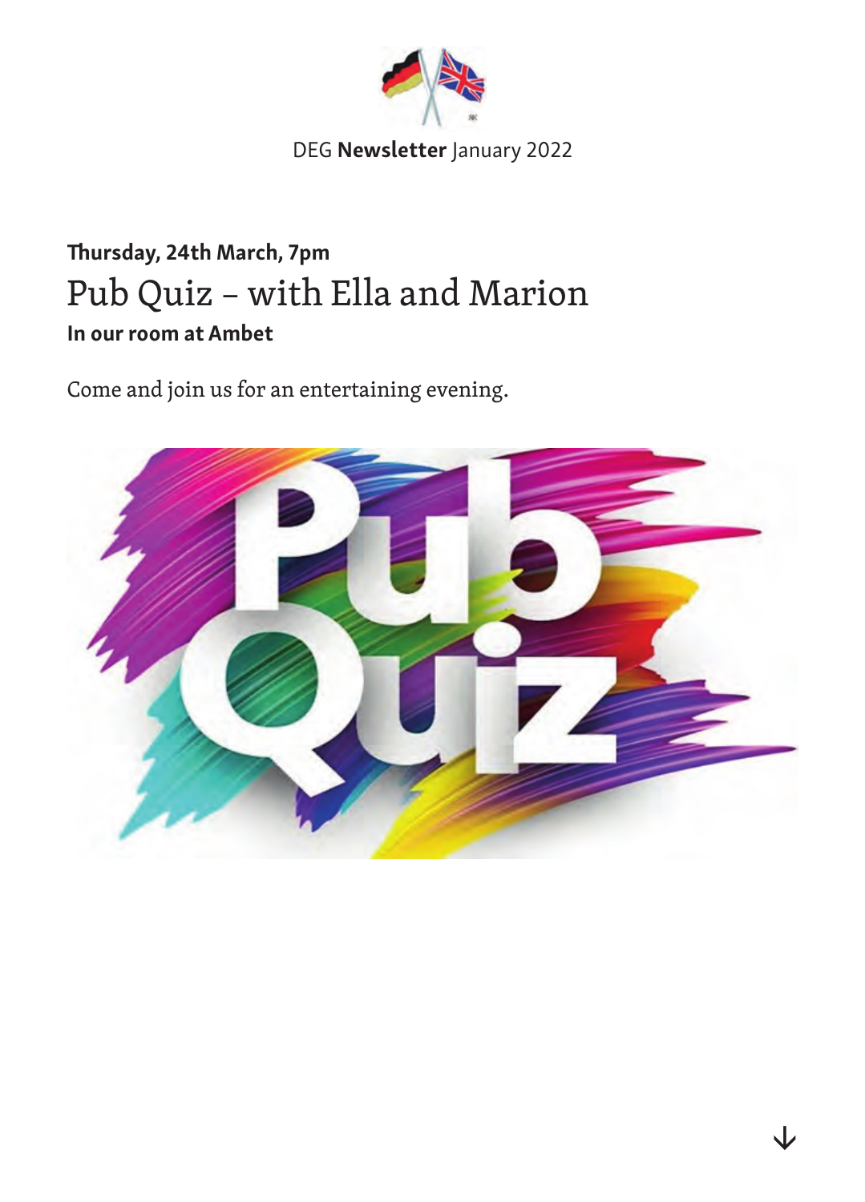**Thursday, 24th March, 7pm**

## Pub Quiz – with Ella and Marion

**In our room at Ambet**

Come and join us for an entertaining evening.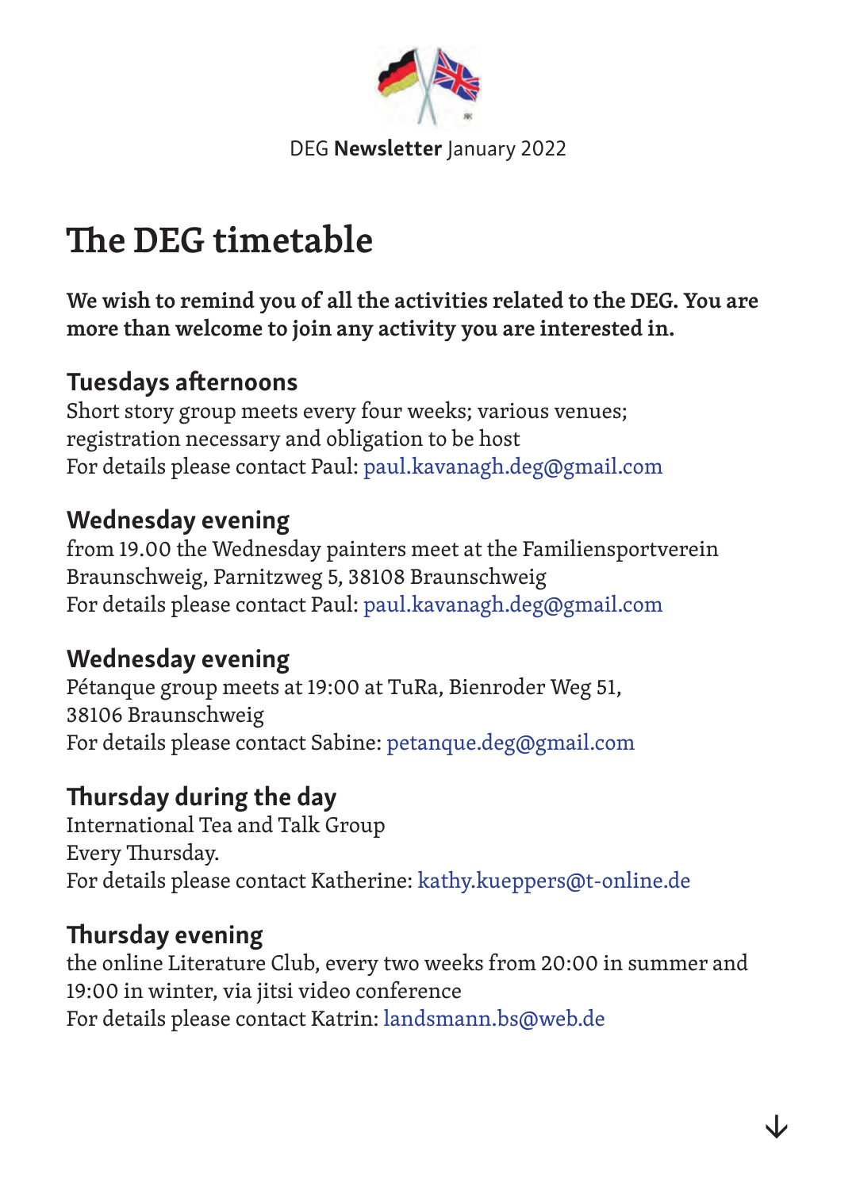# The DEG timetable

**We wish to remind you of all the activities related to the DEG. You are more than welcome to join any activity you are interested in.**

### Tuesdays afternoons

Short story group meets every four weeks; various venues; registration necessary and obligation to be host
For details please contact Paul: paul.kavanagh.deg@gmail.com

### Wednesday evening

from 19.00 the Wednesday painters meet at the Familiensportverein Braunschweig, Parnitzweg 5, 38108 Braunschweig
For details please contact Paul: paul.kavanagh.deg@gmail.com

### Wednesday evening

Pétanque group meets at 19:00 at TuRa, Bienroder Weg 51, 38106 Braunschweig
For details please contact Sabine: petanque.deg@gmail.com

### Thursday during the day

International Tea and Talk Group
Every Thursday.
For details please contact Katherine: kathy.kueppers@t-online.de

### Thursday evening

the online Literature Club, every two weeks from 20:00 in summer and 19:00 in winter, via jitsi video conference
For details please contact Katrin: landsmann.bs@web.de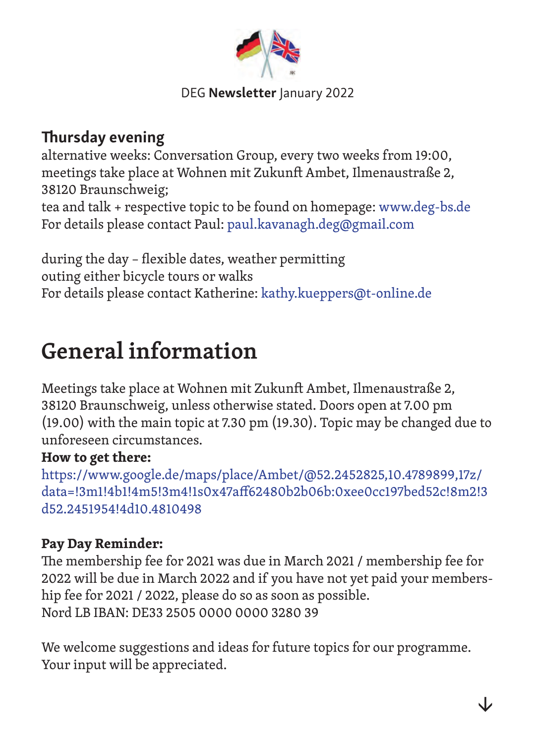DEG **Newsletter** January 2022

### Thursday evening

alternative weeks: Conversation Group, every two weeks from 19:00, meetings take place at Wohnen mit Zukunft Ambet, Ilmenaustraße 2, 38120 Braunschweig;
tea and talk + respective topic to be found on homepage: www.deg-bs.de
For details please contact Paul: paul.kavanagh.deg@gmail.com

during the day – flexible dates, weather permitting
outing either bicycle tours or walks
For details please contact Katherine: kathy.kueppers@t-online.de

# General information

Meetings take place at Wohnen mit Zukunft Ambet, Ilmenaustraße 2, 38120 Braunschweig, unless otherwise stated. Doors open at 7.00 pm (19.00) with the main topic at 7.30 pm (19.30). Topic may be changed due to unforeseen circumstances.

**How to get there:**
https://www.google.de/maps/place/Ambet/@52.2452825,10.4789899,17z/data=!3m1!4b1!4m5!3m4!1s0x47aff62480b2b06b:0xee0cc197bed52c!8m2!3d52.2451954!4d10.4810498

**Pay Day Reminder:**
The membership fee for 2021 was due in March 2021 / membership fee for 2022 will be due in March 2022 and if you have not yet paid your membership fee for 2021 / 2022, please do so as soon as possible.
Nord LB IBAN: DE33 2505 0000 0000 3280 39

We welcome suggestions and ideas for future topics for our programme. Your input will be appreciated.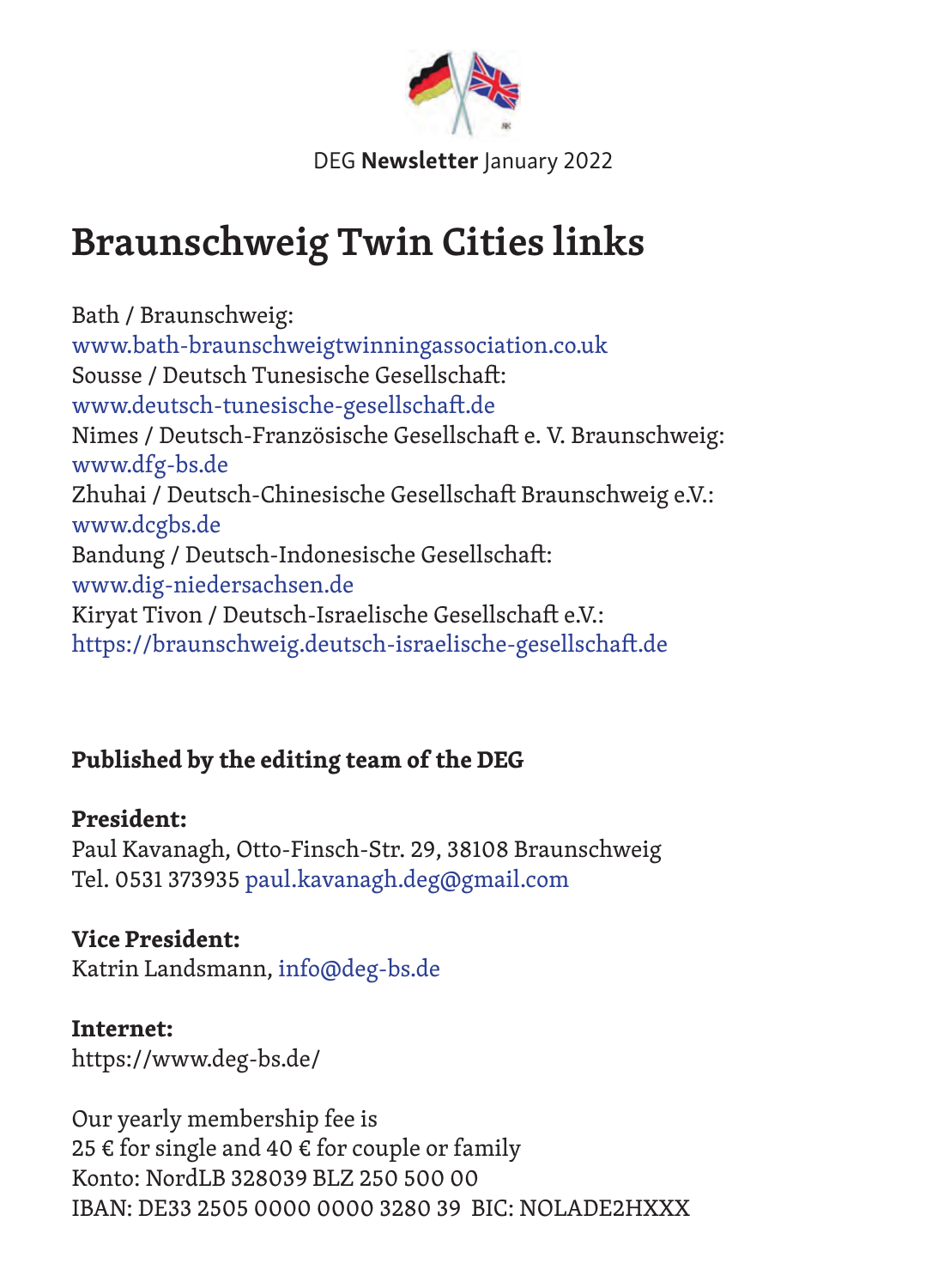DEG **Newsletter** January 2022

# Braunschweig Twin Cities links

Bath / Braunschweig:
www.bath-braunschweigtwinningassociation.co.uk
Sousse / Deutsch Tunesische Gesellschaft:
www.deutsch-tunesische-gesellschaft.de
Nimes / Deutsch-Französische Gesellschaft e. V. Braunschweig:
www.dfg-bs.de
Zhuhai / Deutsch-Chinesische Gesellschaft Braunschweig e.V.:
www.dcgbs.de
Bandung / Deutsch-Indonesische Gesellschaft:
www.dig-niedersachsen.de
Kiryat Tivon / Deutsch-Israelische Gesellschaft e.V.:
https://braunschweig.deutsch-israelische-gesellschaft.de

**Published by the editing team of the DEG**

**President:**
Paul Kavanagh, Otto-Finsch-Str. 29, 38108 Braunschweig
Tel. 0531 373935 paul.kavanagh.deg@gmail.com

**Vice President:**
Katrin Landsmann, info@deg-bs.de

**Internet:**
https://www.deg-bs.de/

Our yearly membership fee is
25 € for single and 40 € for couple or family
Konto: NordLB 328039 BLZ 250 500 00
IBAN: DE33 2505 0000 0000 3280 39 BIC: NOLADE2HXXX